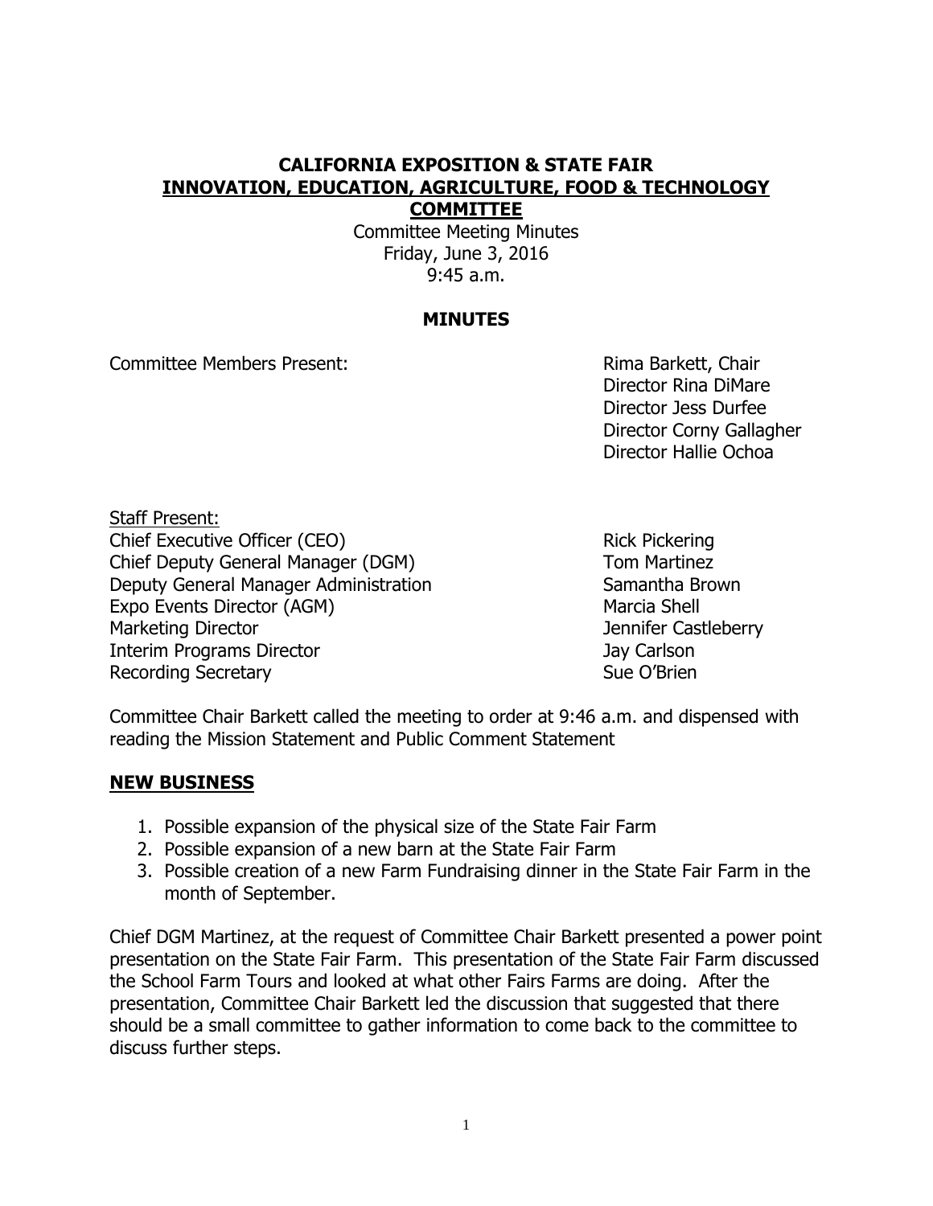# CALIFORNIA EXPOSITION & STATE FAIR
## INNOVATION, EDUCATION, AGRICULTURE, FOOD & TECHNOLOGY COMMITTEE

Committee Meeting Minutes
Friday, June 3, 2016
9:45 a.m.

### MINUTES

Committee Members Present:

Rima Barkett, Chair
Director Rina DiMare
Director Jess Durfee
Director Corny Gallagher
Director Hallie Ochoa

Staff Present:

| | |
|---|---|
| Chief Executive Officer (CEO) | Rick Pickering |
| Chief Deputy General Manager (DGM) | Tom Martinez |
| Deputy General Manager Administration | Samantha Brown |
| Expo Events Director (AGM) | Marcia Shell |
| Marketing Director | Jennifer Castleberry |
| Interim Programs Director | Jay Carlson |
| Recording Secretary | Sue O'Brien |

Committee Chair Barkett called the meeting to order at 9:46 a.m. and dispensed with reading the Mission Statement and Public Comment Statement

## NEW BUSINESS

1. Possible expansion of the physical size of the State Fair Farm
2. Possible expansion of a new barn at the State Fair Farm
3. Possible creation of a new Farm Fundraising dinner in the State Fair Farm in the month of September.

Chief DGM Martinez, at the request of Committee Chair Barkett presented a power point presentation on the State Fair Farm. This presentation of the State Fair Farm discussed the School Farm Tours and looked at what other Fairs Farms are doing. After the presentation, Committee Chair Barkett led the discussion that suggested that there should be a small committee to gather information to come back to the committee to discuss further steps.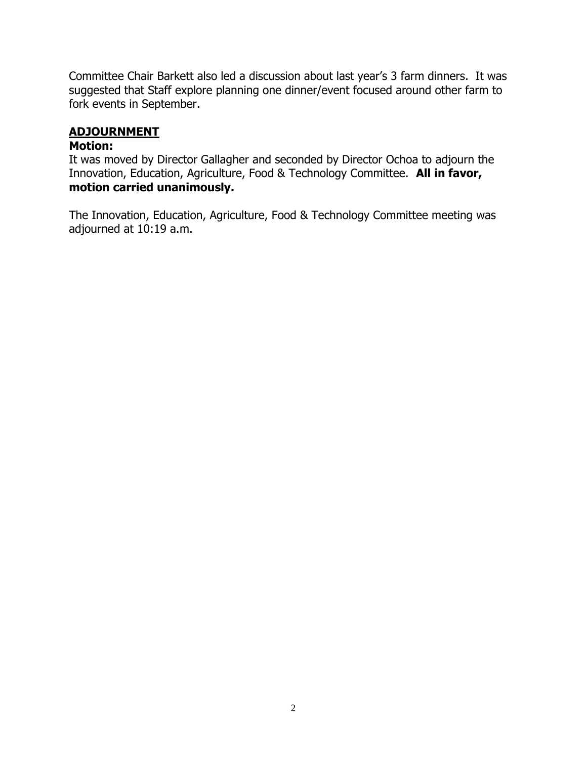Committee Chair Barkett also led a discussion about last year's 3 farm dinners. It was suggested that Staff explore planning one dinner/event focused around other farm to fork events in September.

## ADJOURNMENT

**Motion:**

It was moved by Director Gallagher and seconded by Director Ochoa to adjourn the Innovation, Education, Agriculture, Food & Technology Committee. **All in favor, motion carried unanimously.**

The Innovation, Education, Agriculture, Food & Technology Committee meeting was adjourned at 10:19 a.m.